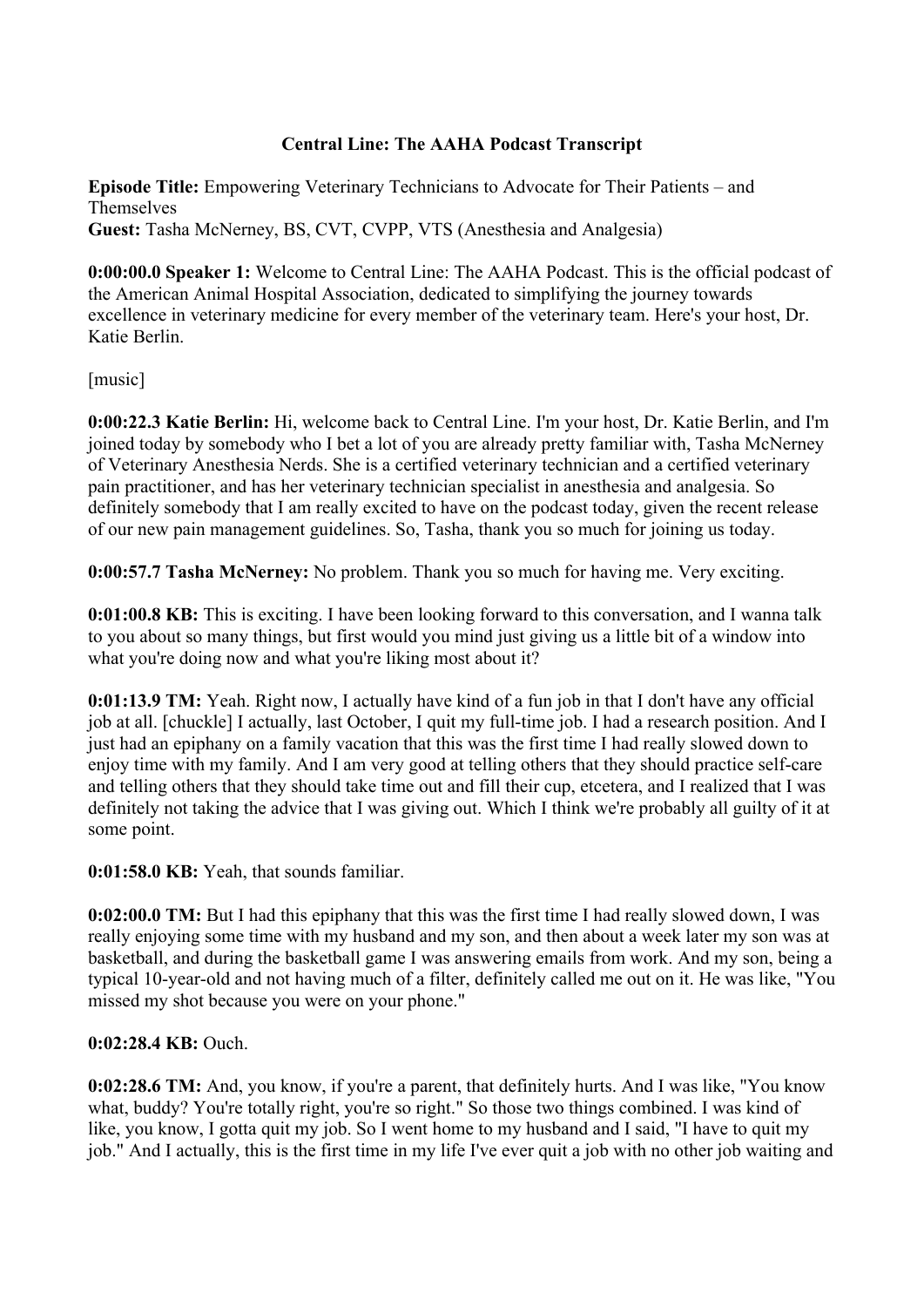# Central Line: The AAHA Podcast Transcript

**Episode Title:** Empowering Veterinary Technicians to Advocate for Their Patients – and Themselves
**Guest:** Tasha McNerney, BS, CVT, CVPP, VTS (Anesthesia and Analgesia)

**0:00:00.0 Speaker 1:** Welcome to Central Line: The AAHA Podcast. This is the official podcast of the American Animal Hospital Association, dedicated to simplifying the journey towards excellence in veterinary medicine for every member of the veterinary team. Here's your host, Dr. Katie Berlin.

[music]

**0:00:22.3 Katie Berlin:** Hi, welcome back to Central Line. I'm your host, Dr. Katie Berlin, and I'm joined today by somebody who I bet a lot of you are already pretty familiar with, Tasha McNerney of Veterinary Anesthesia Nerds. She is a certified veterinary technician and a certified veterinary pain practitioner, and has her veterinary technician specialist in anesthesia and analgesia. So definitely somebody that I am really excited to have on the podcast today, given the recent release of our new pain management guidelines. So, Tasha, thank you so much for joining us today.

**0:00:57.7 Tasha McNerney:** No problem. Thank you so much for having me. Very exciting.

**0:01:00.8 KB:** This is exciting. I have been looking forward to this conversation, and I wanna talk to you about so many things, but first would you mind just giving us a little bit of a window into what you're doing now and what you're liking most about it?

**0:01:13.9 TM:** Yeah. Right now, I actually have kind of a fun job in that I don't have any official job at all. [chuckle] I actually, last October, I quit my full-time job. I had a research position. And I just had an epiphany on a family vacation that this was the first time I had really slowed down to enjoy time with my family. And I am very good at telling others that they should practice self-care and telling others that they should take time out and fill their cup, etcetera, and I realized that I was definitely not taking the advice that I was giving out. Which I think we're probably all guilty of it at some point.

**0:01:58.0 KB:** Yeah, that sounds familiar.

**0:02:00.0 TM:** But I had this epiphany that this was the first time I had really slowed down, I was really enjoying some time with my husband and my son, and then about a week later my son was at basketball, and during the basketball game I was answering emails from work. And my son, being a typical 10-year-old and not having much of a filter, definitely called me out on it. He was like, "You missed my shot because you were on your phone."

**0:02:28.4 KB:** Ouch.

**0:02:28.6 TM:** And, you know, if you're a parent, that definitely hurts. And I was like, "You know what, buddy? You're totally right, you're so right." So those two things combined. I was kind of like, you know, I gotta quit my job. So I went home to my husband and I said, "I have to quit my job." And I actually, this is the first time in my life I've ever quit a job with no other job waiting and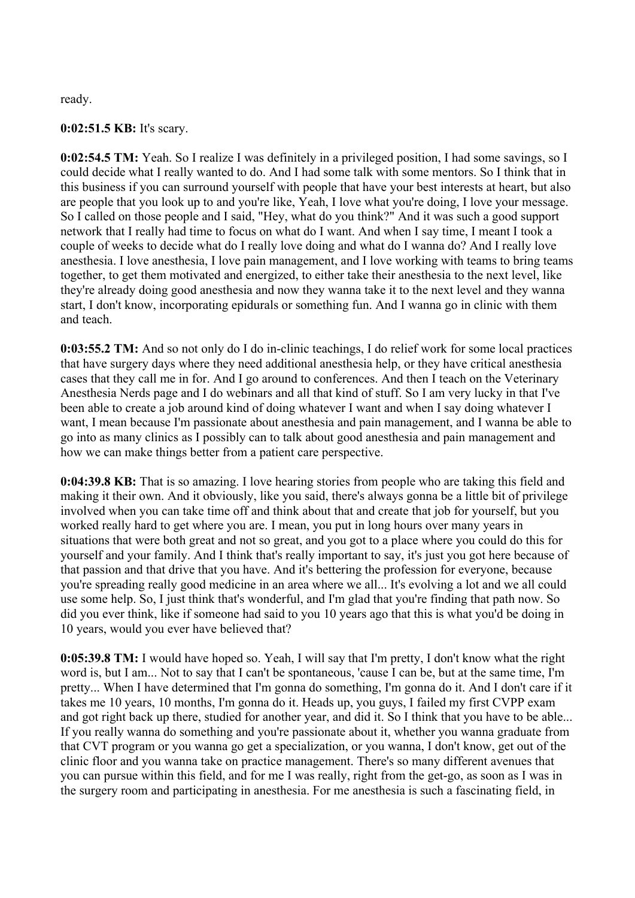ready.

**0:02:51.5 KB:** It's scary.

**0:02:54.5 TM:** Yeah. So I realize I was definitely in a privileged position, I had some savings, so I could decide what I really wanted to do. And I had some talk with some mentors. So I think that in this business if you can surround yourself with people that have your best interests at heart, but also are people that you look up to and you're like, Yeah, I love what you're doing, I love your message. So I called on those people and I said, "Hey, what do you think?" And it was such a good support network that I really had time to focus on what do I want. And when I say time, I meant I took a couple of weeks to decide what do I really love doing and what do I wanna do? And I really love anesthesia. I love anesthesia, I love pain management, and I love working with teams to bring teams together, to get them motivated and energized, to either take their anesthesia to the next level, like they're already doing good anesthesia and now they wanna take it to the next level and they wanna start, I don't know, incorporating epidurals or something fun. And I wanna go in clinic with them and teach.

**0:03:55.2 TM:** And so not only do I do in-clinic teachings, I do relief work for some local practices that have surgery days where they need additional anesthesia help, or they have critical anesthesia cases that they call me in for. And I go around to conferences. And then I teach on the Veterinary Anesthesia Nerds page and I do webinars and all that kind of stuff. So I am very lucky in that I've been able to create a job around kind of doing whatever I want and when I say doing whatever I want, I mean because I'm passionate about anesthesia and pain management, and I wanna be able to go into as many clinics as I possibly can to talk about good anesthesia and pain management and how we can make things better from a patient care perspective.

**0:04:39.8 KB:** That is so amazing. I love hearing stories from people who are taking this field and making it their own. And it obviously, like you said, there's always gonna be a little bit of privilege involved when you can take time off and think about that and create that job for yourself, but you worked really hard to get where you are. I mean, you put in long hours over many years in situations that were both great and not so great, and you got to a place where you could do this for yourself and your family. And I think that's really important to say, it's just you got here because of that passion and that drive that you have. And it's bettering the profession for everyone, because you're spreading really good medicine in an area where we all... It's evolving a lot and we all could use some help. So, I just think that's wonderful, and I'm glad that you're finding that path now. So did you ever think, like if someone had said to you 10 years ago that this is what you'd be doing in 10 years, would you ever have believed that?

**0:05:39.8 TM:** I would have hoped so. Yeah, I will say that I'm pretty, I don't know what the right word is, but I am... Not to say that I can't be spontaneous, 'cause I can be, but at the same time, I'm pretty... When I have determined that I'm gonna do something, I'm gonna do it. And I don't care if it takes me 10 years, 10 months, I'm gonna do it. Heads up, you guys, I failed my first CVPP exam and got right back up there, studied for another year, and did it. So I think that you have to be able... If you really wanna do something and you're passionate about it, whether you wanna graduate from that CVT program or you wanna go get a specialization, or you wanna, I don't know, get out of the clinic floor and you wanna take on practice management. There's so many different avenues that you can pursue within this field, and for me I was really, right from the get-go, as soon as I was in the surgery room and participating in anesthesia. For me anesthesia is such a fascinating field, in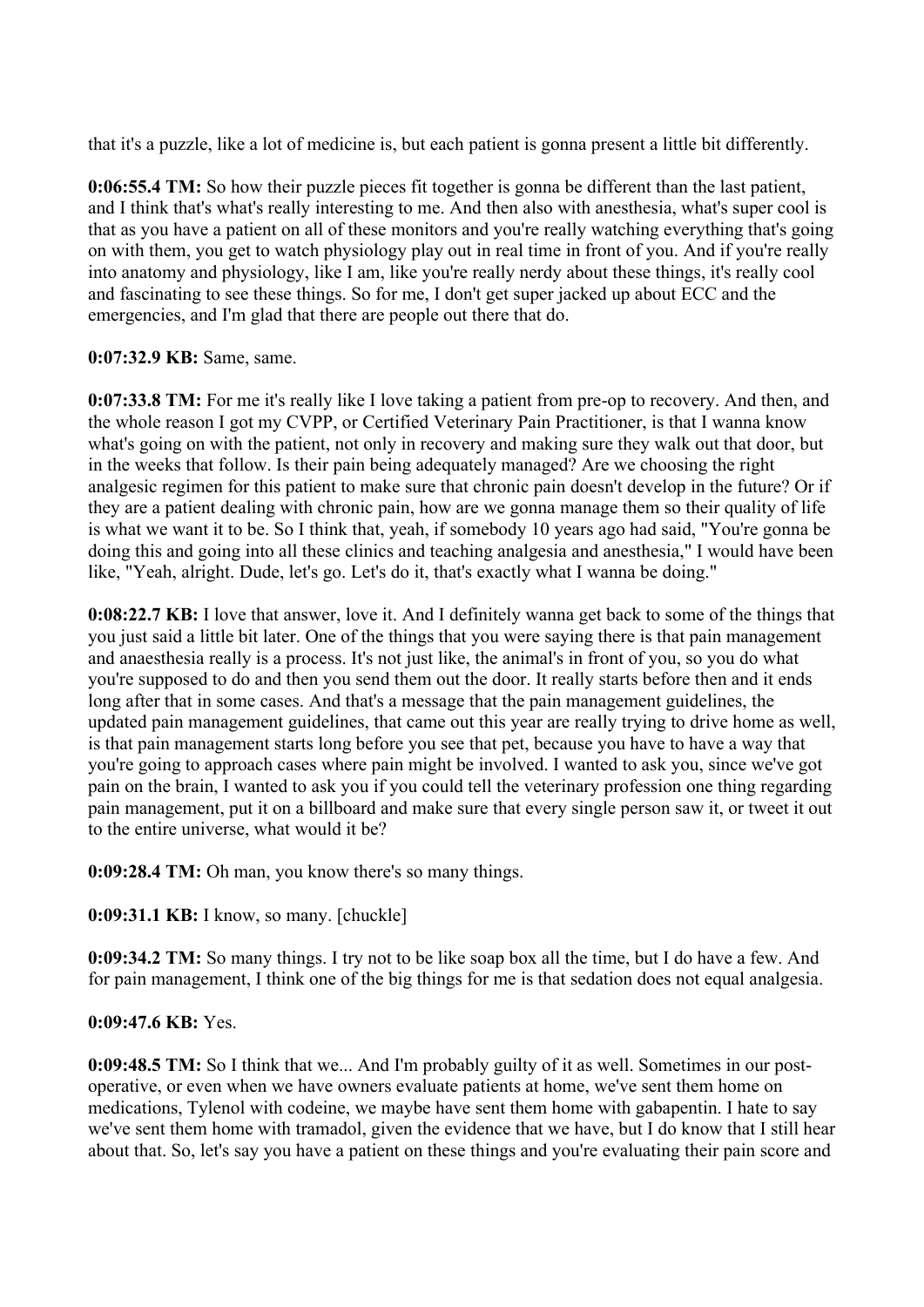that it's a puzzle, like a lot of medicine is, but each patient is gonna present a little bit differently.

**0:06:55.4 TM:** So how their puzzle pieces fit together is gonna be different than the last patient, and I think that's what's really interesting to me. And then also with anesthesia, what's super cool is that as you have a patient on all of these monitors and you're really watching everything that's going on with them, you get to watch physiology play out in real time in front of you. And if you're really into anatomy and physiology, like I am, like you're really nerdy about these things, it's really cool and fascinating to see these things. So for me, I don't get super jacked up about ECC and the emergencies, and I'm glad that there are people out there that do.

**0:07:32.9 KB:** Same, same.

**0:07:33.8 TM:** For me it's really like I love taking a patient from pre-op to recovery. And then, and the whole reason I got my CVPP, or Certified Veterinary Pain Practitioner, is that I wanna know what's going on with the patient, not only in recovery and making sure they walk out that door, but in the weeks that follow. Is their pain being adequately managed? Are we choosing the right analgesic regimen for this patient to make sure that chronic pain doesn't develop in the future? Or if they are a patient dealing with chronic pain, how are we gonna manage them so their quality of life is what we want it to be. So I think that, yeah, if somebody 10 years ago had said, "You're gonna be doing this and going into all these clinics and teaching analgesia and anesthesia," I would have been like, "Yeah, alright. Dude, let's go. Let's do it, that's exactly what I wanna be doing."

**0:08:22.7 KB:** I love that answer, love it. And I definitely wanna get back to some of the things that you just said a little bit later. One of the things that you were saying there is that pain management and anaesthesia really is a process. It's not just like, the animal's in front of you, so you do what you're supposed to do and then you send them out the door. It really starts before then and it ends long after that in some cases. And that's a message that the pain management guidelines, the updated pain management guidelines, that came out this year are really trying to drive home as well, is that pain management starts long before you see that pet, because you have to have a way that you're going to approach cases where pain might be involved. I wanted to ask you, since we've got pain on the brain, I wanted to ask you if you could tell the veterinary profession one thing regarding pain management, put it on a billboard and make sure that every single person saw it, or tweet it out to the entire universe, what would it be?

**0:09:28.4 TM:** Oh man, you know there's so many things.

**0:09:31.1 KB:** I know, so many. [chuckle]

**0:09:34.2 TM:** So many things. I try not to be like soap box all the time, but I do have a few. And for pain management, I think one of the big things for me is that sedation does not equal analgesia.

**0:09:47.6 KB:** Yes.

**0:09:48.5 TM:** So I think that we... And I'm probably guilty of it as well. Sometimes in our post-operative, or even when we have owners evaluate patients at home, we've sent them home on medications, Tylenol with codeine, we maybe have sent them home with gabapentin. I hate to say we've sent them home with tramadol, given the evidence that we have, but I do know that I still hear about that. So, let's say you have a patient on these things and you're evaluating their pain score and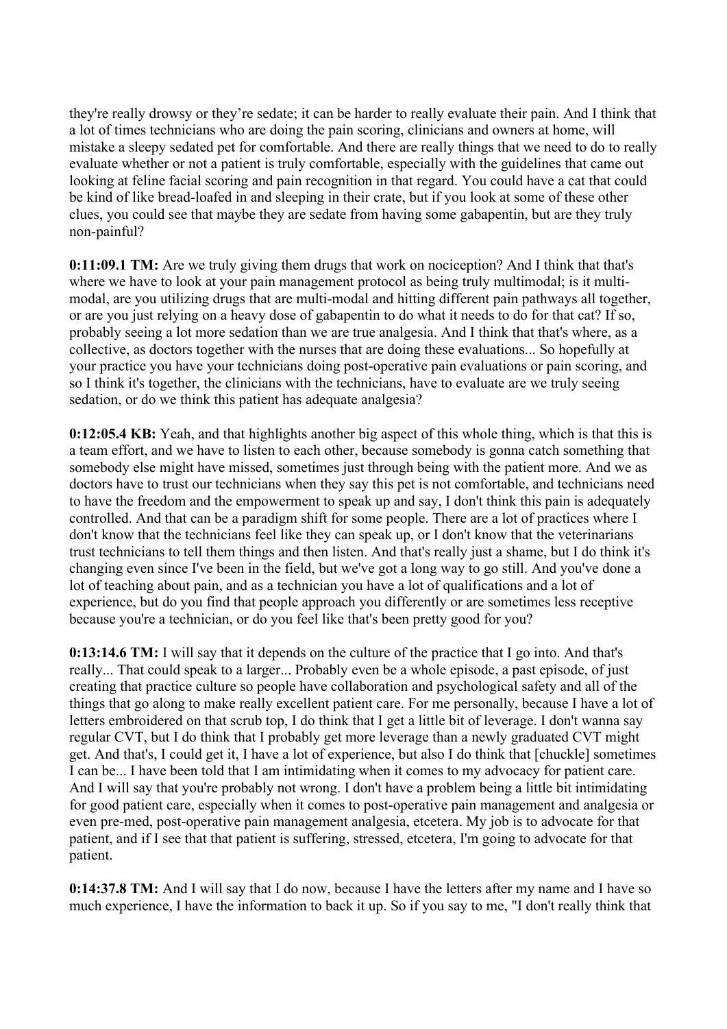they're really drowsy or they're sedate; it can be harder to really evaluate their pain. And I think that a lot of times technicians who are doing the pain scoring, clinicians and owners at home, will mistake a sleepy sedated pet for comfortable. And there are really things that we need to do to really evaluate whether or not a patient is truly comfortable, especially with the guidelines that came out looking at feline facial scoring and pain recognition in that regard. You could have a cat that could be kind of like bread-loafed in and sleeping in their crate, but if you look at some of these other clues, you could see that maybe they are sedate from having some gabapentin, but are they truly non-painful?

**0:11:09.1 TM:** Are we truly giving them drugs that work on nociception? And I think that that's where we have to look at your pain management protocol as being truly multimodal; is it multi-modal, are you utilizing drugs that are multi-modal and hitting different pain pathways all together, or are you just relying on a heavy dose of gabapentin to do what it needs to do for that cat? If so, probably seeing a lot more sedation than we are true analgesia. And I think that that's where, as a collective, as doctors together with the nurses that are doing these evaluations... So hopefully at your practice you have your technicians doing post-operative pain evaluations or pain scoring, and so I think it's together, the clinicians with the technicians, have to evaluate are we truly seeing sedation, or do we think this patient has adequate analgesia?

**0:12:05.4 KB:** Yeah, and that highlights another big aspect of this whole thing, which is that this is a team effort, and we have to listen to each other, because somebody is gonna catch something that somebody else might have missed, sometimes just through being with the patient more. And we as doctors have to trust our technicians when they say this pet is not comfortable, and technicians need to have the freedom and the empowerment to speak up and say, I don't think this pain is adequately controlled. And that can be a paradigm shift for some people. There are a lot of practices where I don't know that the technicians feel like they can speak up, or I don't know that the veterinarians trust technicians to tell them things and then listen. And that's really just a shame, but I do think it's changing even since I've been in the field, but we've got a long way to go still. And you've done a lot of teaching about pain, and as a technician you have a lot of qualifications and a lot of experience, but do you find that people approach you differently or are sometimes less receptive because you're a technician, or do you feel like that's been pretty good for you?

**0:13:14.6 TM:** I will say that it depends on the culture of the practice that I go into. And that's really... That could speak to a larger... Probably even be a whole episode, a past episode, of just creating that practice culture so people have collaboration and psychological safety and all of the things that go along to make really excellent patient care. For me personally, because I have a lot of letters embroidered on that scrub top, I do think that I get a little bit of leverage. I don't wanna say regular CVT, but I do think that I probably get more leverage than a newly graduated CVT might get. And that's, I could get it, I have a lot of experience, but also I do think that [chuckle] sometimes I can be... I have been told that I am intimidating when it comes to my advocacy for patient care. And I will say that you're probably not wrong. I don't have a problem being a little bit intimidating for good patient care, especially when it comes to post-operative pain management and analgesia or even pre-med, post-operative pain management analgesia, etcetera. My job is to advocate for that patient, and if I see that that patient is suffering, stressed, etcetera, I'm going to advocate for that patient.

**0:14:37.8 TM:** And I will say that I do now, because I have the letters after my name and I have so much experience, I have the information to back it up. So if you say to me, "I don't really think that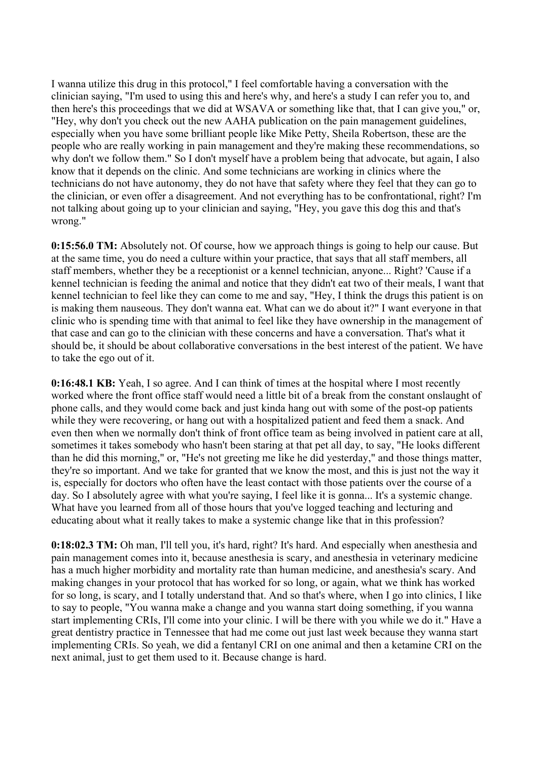I wanna utilize this drug in this protocol," I feel comfortable having a conversation with the clinician saying, "I'm used to using this and here's why, and here's a study I can refer you to, and then here's this proceedings that we did at WSAVA or something like that, that I can give you," or, "Hey, why don't you check out the new AAHA publication on the pain management guidelines, especially when you have some brilliant people like Mike Petty, Sheila Robertson, these are the people who are really working in pain management and they're making these recommendations, so why don't we follow them." So I don't myself have a problem being that advocate, but again, I also know that it depends on the clinic. And some technicians are working in clinics where the technicians do not have autonomy, they do not have that safety where they feel that they can go to the clinician, or even offer a disagreement. And not everything has to be confrontational, right? I'm not talking about going up to your clinician and saying, "Hey, you gave this dog this and that's wrong."

**0:15:56.0 TM:** Absolutely not. Of course, how we approach things is going to help our cause. But at the same time, you do need a culture within your practice, that says that all staff members, all staff members, whether they be a receptionist or a kennel technician, anyone... Right? 'Cause if a kennel technician is feeding the animal and notice that they didn't eat two of their meals, I want that kennel technician to feel like they can come to me and say, "Hey, I think the drugs this patient is on is making them nauseous. They don't wanna eat. What can we do about it?" I want everyone in that clinic who is spending time with that animal to feel like they have ownership in the management of that case and can go to the clinician with these concerns and have a conversation. That's what it should be, it should be about collaborative conversations in the best interest of the patient. We have to take the ego out of it.

**0:16:48.1 KB:** Yeah, I so agree. And I can think of times at the hospital where I most recently worked where the front office staff would need a little bit of a break from the constant onslaught of phone calls, and they would come back and just kinda hang out with some of the post-op patients while they were recovering, or hang out with a hospitalized patient and feed them a snack. And even then when we normally don't think of front office team as being involved in patient care at all, sometimes it takes somebody who hasn't been staring at that pet all day, to say, "He looks different than he did this morning," or, "He's not greeting me like he did yesterday," and those things matter, they're so important. And we take for granted that we know the most, and this is just not the way it is, especially for doctors who often have the least contact with those patients over the course of a day. So I absolutely agree with what you're saying, I feel like it is gonna... It's a systemic change. What have you learned from all of those hours that you've logged teaching and lecturing and educating about what it really takes to make a systemic change like that in this profession?

**0:18:02.3 TM:** Oh man, I'll tell you, it's hard, right? It's hard. And especially when anesthesia and pain management comes into it, because anesthesia is scary, and anesthesia in veterinary medicine has a much higher morbidity and mortality rate than human medicine, and anesthesia's scary. And making changes in your protocol that has worked for so long, or again, what we think has worked for so long, is scary, and I totally understand that. And so that's where, when I go into clinics, I like to say to people, "You wanna make a change and you wanna start doing something, if you wanna start implementing CRIs, I'll come into your clinic. I will be there with you while we do it." Have a great dentistry practice in Tennessee that had me come out just last week because they wanna start implementing CRIs. So yeah, we did a fentanyl CRI on one animal and then a ketamine CRI on the next animal, just to get them used to it. Because change is hard.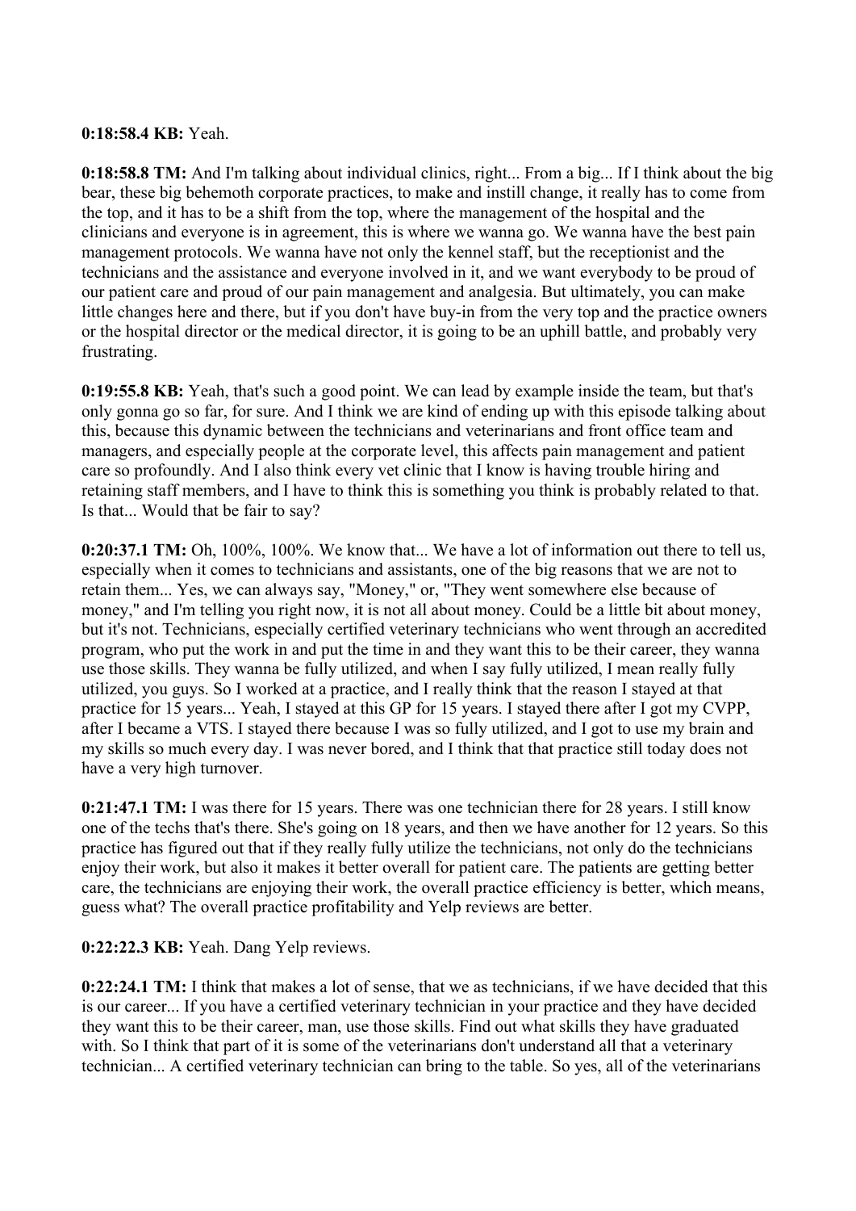**0:18:58.4 KB:** Yeah.

**0:18:58.8 TM:** And I'm talking about individual clinics, right... From a big... If I think about the big bear, these big behemoth corporate practices, to make and instill change, it really has to come from the top, and it has to be a shift from the top, where the management of the hospital and the clinicians and everyone is in agreement, this is where we wanna go. We wanna have the best pain management protocols. We wanna have not only the kennel staff, but the receptionist and the technicians and the assistance and everyone involved in it, and we want everybody to be proud of our patient care and proud of our pain management and analgesia. But ultimately, you can make little changes here and there, but if you don't have buy-in from the very top and the practice owners or the hospital director or the medical director, it is going to be an uphill battle, and probably very frustrating.

**0:19:55.8 KB:** Yeah, that's such a good point. We can lead by example inside the team, but that's only gonna go so far, for sure. And I think we are kind of ending up with this episode talking about this, because this dynamic between the technicians and veterinarians and front office team and managers, and especially people at the corporate level, this affects pain management and patient care so profoundly. And I also think every vet clinic that I know is having trouble hiring and retaining staff members, and I have to think this is something you think is probably related to that. Is that... Would that be fair to say?

**0:20:37.1 TM:** Oh, 100%, 100%. We know that... We have a lot of information out there to tell us, especially when it comes to technicians and assistants, one of the big reasons that we are not to retain them... Yes, we can always say, "Money," or, "They went somewhere else because of money," and I'm telling you right now, it is not all about money. Could be a little bit about money, but it's not. Technicians, especially certified veterinary technicians who went through an accredited program, who put the work in and put the time in and they want this to be their career, they wanna use those skills. They wanna be fully utilized, and when I say fully utilized, I mean really fully utilized, you guys. So I worked at a practice, and I really think that the reason I stayed at that practice for 15 years... Yeah, I stayed at this GP for 15 years. I stayed there after I got my CVPP, after I became a VTS. I stayed there because I was so fully utilized, and I got to use my brain and my skills so much every day. I was never bored, and I think that that practice still today does not have a very high turnover.

**0:21:47.1 TM:** I was there for 15 years. There was one technician there for 28 years. I still know one of the techs that's there. She's going on 18 years, and then we have another for 12 years. So this practice has figured out that if they really fully utilize the technicians, not only do the technicians enjoy their work, but also it makes it better overall for patient care. The patients are getting better care, the technicians are enjoying their work, the overall practice efficiency is better, which means, guess what? The overall practice profitability and Yelp reviews are better.

**0:22:22.3 KB:** Yeah. Dang Yelp reviews.

**0:22:24.1 TM:** I think that makes a lot of sense, that we as technicians, if we have decided that this is our career... If you have a certified veterinary technician in your practice and they have decided they want this to be their career, man, use those skills. Find out what skills they have graduated with. So I think that part of it is some of the veterinarians don't understand all that a veterinary technician... A certified veterinary technician can bring to the table. So yes, all of the veterinarians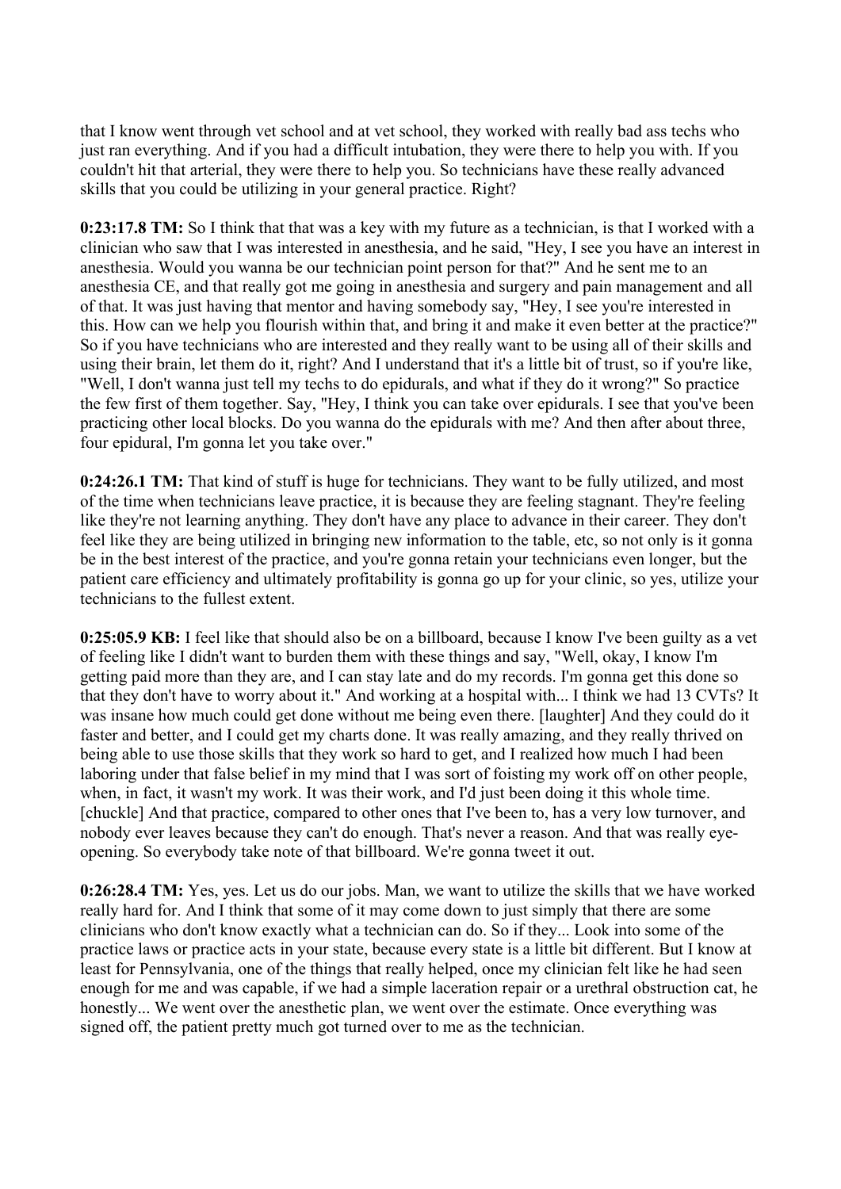that I know went through vet school and at vet school, they worked with really bad ass techs who just ran everything. And if you had a difficult intubation, they were there to help you with. If you couldn't hit that arterial, they were there to help you. So technicians have these really advanced skills that you could be utilizing in your general practice. Right?

**0:23:17.8 TM:** So I think that that was a key with my future as a technician, is that I worked with a clinician who saw that I was interested in anesthesia, and he said, "Hey, I see you have an interest in anesthesia. Would you wanna be our technician point person for that?" And he sent me to an anesthesia CE, and that really got me going in anesthesia and surgery and pain management and all of that. It was just having that mentor and having somebody say, "Hey, I see you're interested in this. How can we help you flourish within that, and bring it and make it even better at the practice?" So if you have technicians who are interested and they really want to be using all of their skills and using their brain, let them do it, right? And I understand that it's a little bit of trust, so if you're like, "Well, I don't wanna just tell my techs to do epidurals, and what if they do it wrong?" So practice the few first of them together. Say, "Hey, I think you can take over epidurals. I see that you've been practicing other local blocks. Do you wanna do the epidurals with me? And then after about three, four epidural, I'm gonna let you take over."

**0:24:26.1 TM:** That kind of stuff is huge for technicians. They want to be fully utilized, and most of the time when technicians leave practice, it is because they are feeling stagnant. They're feeling like they're not learning anything. They don't have any place to advance in their career. They don't feel like they are being utilized in bringing new information to the table, etc, so not only is it gonna be in the best interest of the practice, and you're gonna retain your technicians even longer, but the patient care efficiency and ultimately profitability is gonna go up for your clinic, so yes, utilize your technicians to the fullest extent.

**0:25:05.9 KB:** I feel like that should also be on a billboard, because I know I've been guilty as a vet of feeling like I didn't want to burden them with these things and say, "Well, okay, I know I'm getting paid more than they are, and I can stay late and do my records. I'm gonna get this done so that they don't have to worry about it." And working at a hospital with... I think we had 13 CVTs? It was insane how much could get done without me being even there. [laughter] And they could do it faster and better, and I could get my charts done. It was really amazing, and they really thrived on being able to use those skills that they work so hard to get, and I realized how much I had been laboring under that false belief in my mind that I was sort of foisting my work off on other people, when, in fact, it wasn't my work. It was their work, and I'd just been doing it this whole time. [chuckle] And that practice, compared to other ones that I've been to, has a very low turnover, and nobody ever leaves because they can't do enough. That's never a reason. And that was really eye-opening. So everybody take note of that billboard. We're gonna tweet it out.

**0:26:28.4 TM:** Yes, yes. Let us do our jobs. Man, we want to utilize the skills that we have worked really hard for. And I think that some of it may come down to just simply that there are some clinicians who don't know exactly what a technician can do. So if they... Look into some of the practice laws or practice acts in your state, because every state is a little bit different. But I know at least for Pennsylvania, one of the things that really helped, once my clinician felt like he had seen enough for me and was capable, if we had a simple laceration repair or a urethral obstruction cat, he honestly... We went over the anesthetic plan, we went over the estimate. Once everything was signed off, the patient pretty much got turned over to me as the technician.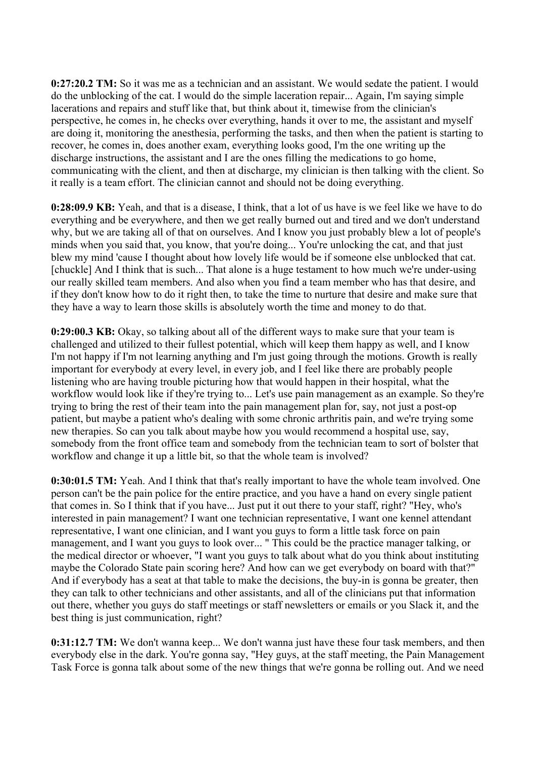**0:27:20.2 TM:** So it was me as a technician and an assistant. We would sedate the patient. I would do the unblocking of the cat. I would do the simple laceration repair... Again, I'm saying simple lacerations and repairs and stuff like that, but think about it, timewise from the clinician's perspective, he comes in, he checks over everything, hands it over to me, the assistant and myself are doing it, monitoring the anesthesia, performing the tasks, and then when the patient is starting to recover, he comes in, does another exam, everything looks good, I'm the one writing up the discharge instructions, the assistant and I are the ones filling the medications to go home, communicating with the client, and then at discharge, my clinician is then talking with the client. So it really is a team effort. The clinician cannot and should not be doing everything.

**0:28:09.9 KB:** Yeah, and that is a disease, I think, that a lot of us have is we feel like we have to do everything and be everywhere, and then we get really burned out and tired and we don't understand why, but we are taking all of that on ourselves. And I know you just probably blew a lot of people's minds when you said that, you know, that you're doing... You're unlocking the cat, and that just blew my mind 'cause I thought about how lovely life would be if someone else unblocked that cat. [chuckle] And I think that is such... That alone is a huge testament to how much we're under-using our really skilled team members. And also when you find a team member who has that desire, and if they don't know how to do it right then, to take the time to nurture that desire and make sure that they have a way to learn those skills is absolutely worth the time and money to do that.

**0:29:00.3 KB:** Okay, so talking about all of the different ways to make sure that your team is challenged and utilized to their fullest potential, which will keep them happy as well, and I know I'm not happy if I'm not learning anything and I'm just going through the motions. Growth is really important for everybody at every level, in every job, and I feel like there are probably people listening who are having trouble picturing how that would happen in their hospital, what the workflow would look like if they're trying to... Let's use pain management as an example. So they're trying to bring the rest of their team into the pain management plan for, say, not just a post-op patient, but maybe a patient who's dealing with some chronic arthritis pain, and we're trying some new therapies. So can you talk about maybe how you would recommend a hospital use, say, somebody from the front office team and somebody from the technician team to sort of bolster that workflow and change it up a little bit, so that the whole team is involved?

**0:30:01.5 TM:** Yeah. And I think that that's really important to have the whole team involved. One person can't be the pain police for the entire practice, and you have a hand on every single patient that comes in. So I think that if you have... Just put it out there to your staff, right? "Hey, who's interested in pain management? I want one technician representative, I want one kennel attendant representative, I want one clinician, and I want you guys to form a little task force on pain management, and I want you guys to look over... " This could be the practice manager talking, or the medical director or whoever, "I want you guys to talk about what do you think about instituting maybe the Colorado State pain scoring here? And how can we get everybody on board with that?" And if everybody has a seat at that table to make the decisions, the buy-in is gonna be greater, then they can talk to other technicians and other assistants, and all of the clinicians put that information out there, whether you guys do staff meetings or staff newsletters or emails or you Slack it, and the best thing is just communication, right?

**0:31:12.7 TM:** We don't wanna keep... We don't wanna just have these four task members, and then everybody else in the dark. You're gonna say, "Hey guys, at the staff meeting, the Pain Management Task Force is gonna talk about some of the new things that we're gonna be rolling out. And we need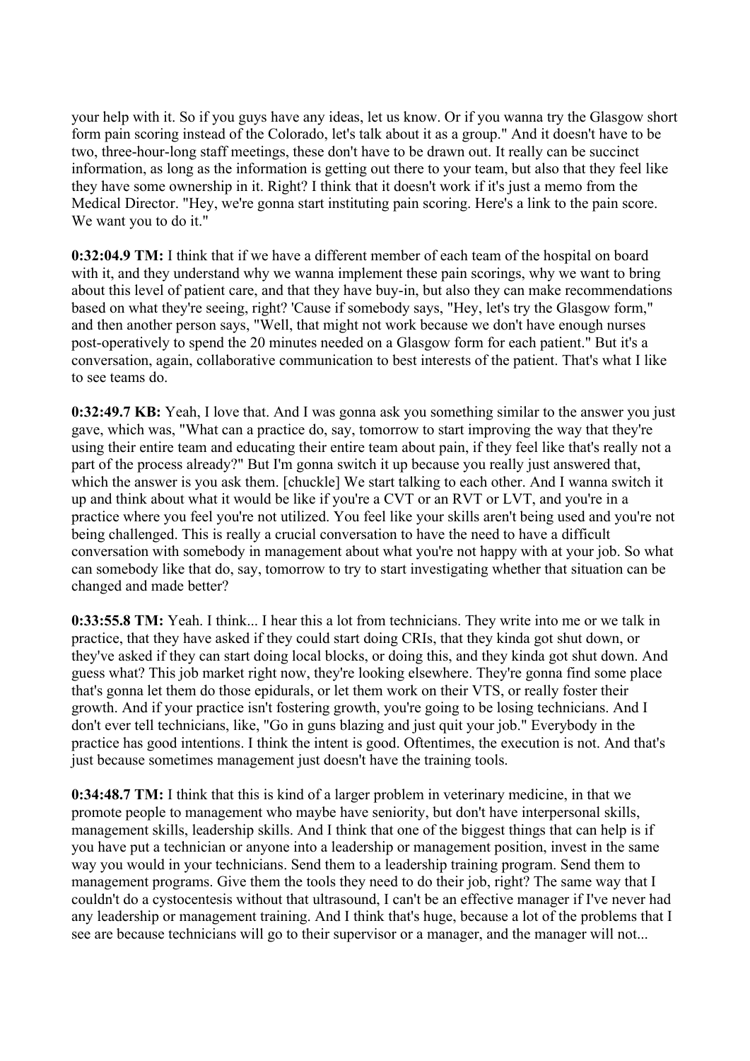your help with it. So if you guys have any ideas, let us know. Or if you wanna try the Glasgow short form pain scoring instead of the Colorado, let's talk about it as a group." And it doesn't have to be two, three-hour-long staff meetings, these don't have to be drawn out. It really can be succinct information, as long as the information is getting out there to your team, but also that they feel like they have some ownership in it. Right? I think that it doesn't work if it's just a memo from the Medical Director. "Hey, we're gonna start instituting pain scoring. Here's a link to the pain score. We want you to do it."

**0:32:04.9 TM:** I think that if we have a different member of each team of the hospital on board with it, and they understand why we wanna implement these pain scorings, why we want to bring about this level of patient care, and that they have buy-in, but also they can make recommendations based on what they're seeing, right? 'Cause if somebody says, "Hey, let's try the Glasgow form," and then another person says, "Well, that might not work because we don't have enough nurses post-operatively to spend the 20 minutes needed on a Glasgow form for each patient." But it's a conversation, again, collaborative communication to best interests of the patient. That's what I like to see teams do.

**0:32:49.7 KB:** Yeah, I love that. And I was gonna ask you something similar to the answer you just gave, which was, "What can a practice do, say, tomorrow to start improving the way that they're using their entire team and educating their entire team about pain, if they feel like that's really not a part of the process already?" But I'm gonna switch it up because you really just answered that, which the answer is you ask them. [chuckle] We start talking to each other. And I wanna switch it up and think about what it would be like if you're a CVT or an RVT or LVT, and you're in a practice where you feel you're not utilized. You feel like your skills aren't being used and you're not being challenged. This is really a crucial conversation to have the need to have a difficult conversation with somebody in management about what you're not happy with at your job. So what can somebody like that do, say, tomorrow to try to start investigating whether that situation can be changed and made better?

**0:33:55.8 TM:** Yeah. I think... I hear this a lot from technicians. They write into me or we talk in practice, that they have asked if they could start doing CRIs, that they kinda got shut down, or they've asked if they can start doing local blocks, or doing this, and they kinda got shut down. And guess what? This job market right now, they're looking elsewhere. They're gonna find some place that's gonna let them do those epidurals, or let them work on their VTS, or really foster their growth. And if your practice isn't fostering growth, you're going to be losing technicians. And I don't ever tell technicians, like, "Go in guns blazing and just quit your job." Everybody in the practice has good intentions. I think the intent is good. Oftentimes, the execution is not. And that's just because sometimes management just doesn't have the training tools.

**0:34:48.7 TM:** I think that this is kind of a larger problem in veterinary medicine, in that we promote people to management who maybe have seniority, but don't have interpersonal skills, management skills, leadership skills. And I think that one of the biggest things that can help is if you have put a technician or anyone into a leadership or management position, invest in the same way you would in your technicians. Send them to a leadership training program. Send them to management programs. Give them the tools they need to do their job, right? The same way that I couldn't do a cystocentesis without that ultrasound, I can't be an effective manager if I've never had any leadership or management training. And I think that's huge, because a lot of the problems that I see are because technicians will go to their supervisor or a manager, and the manager will not...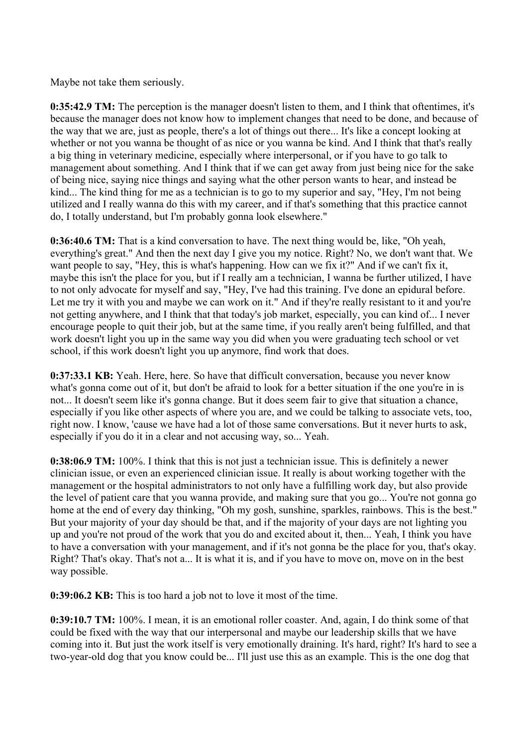Maybe not take them seriously.

**0:35:42.9 TM:** The perception is the manager doesn't listen to them, and I think that oftentimes, it's because the manager does not know how to implement changes that need to be done, and because of the way that we are, just as people, there's a lot of things out there... It's like a concept looking at whether or not you wanna be thought of as nice or you wanna be kind. And I think that that's really a big thing in veterinary medicine, especially where interpersonal, or if you have to go talk to management about something. And I think that if we can get away from just being nice for the sake of being nice, saying nice things and saying what the other person wants to hear, and instead be kind... The kind thing for me as a technician is to go to my superior and say, "Hey, I'm not being utilized and I really wanna do this with my career, and if that's something that this practice cannot do, I totally understand, but I'm probably gonna look elsewhere."

**0:36:40.6 TM:** That is a kind conversation to have. The next thing would be, like, "Oh yeah, everything's great." And then the next day I give you my notice. Right? No, we don't want that. We want people to say, "Hey, this is what's happening. How can we fix it?" And if we can't fix it, maybe this isn't the place for you, but if I really am a technician, I wanna be further utilized, I have to not only advocate for myself and say, "Hey, I've had this training. I've done an epidural before. Let me try it with you and maybe we can work on it." And if they're really resistant to it and you're not getting anywhere, and I think that that today's job market, especially, you can kind of... I never encourage people to quit their job, but at the same time, if you really aren't being fulfilled, and that work doesn't light you up in the same way you did when you were graduating tech school or vet school, if this work doesn't light you up anymore, find work that does.

**0:37:33.1 KB:** Yeah. Here, here. So have that difficult conversation, because you never know what's gonna come out of it, but don't be afraid to look for a better situation if the one you're in is not... It doesn't seem like it's gonna change. But it does seem fair to give that situation a chance, especially if you like other aspects of where you are, and we could be talking to associate vets, too, right now. I know, 'cause we have had a lot of those same conversations. But it never hurts to ask, especially if you do it in a clear and not accusing way, so... Yeah.

**0:38:06.9 TM:** 100%. I think that this is not just a technician issue. This is definitely a newer clinician issue, or even an experienced clinician issue. It really is about working together with the management or the hospital administrators to not only have a fulfilling work day, but also provide the level of patient care that you wanna provide, and making sure that you go... You're not gonna go home at the end of every day thinking, "Oh my gosh, sunshine, sparkles, rainbows. This is the best." But your majority of your day should be that, and if the majority of your days are not lighting you up and you're not proud of the work that you do and excited about it, then... Yeah, I think you have to have a conversation with your management, and if it's not gonna be the place for you, that's okay. Right? That's okay. That's not a... It is what it is, and if you have to move on, move on in the best way possible.

**0:39:06.2 KB:** This is too hard a job not to love it most of the time.

**0:39:10.7 TM:** 100%. I mean, it is an emotional roller coaster. And, again, I do think some of that could be fixed with the way that our interpersonal and maybe our leadership skills that we have coming into it. But just the work itself is very emotionally draining. It's hard, right? It's hard to see a two-year-old dog that you know could be... I'll just use this as an example. This is the one dog that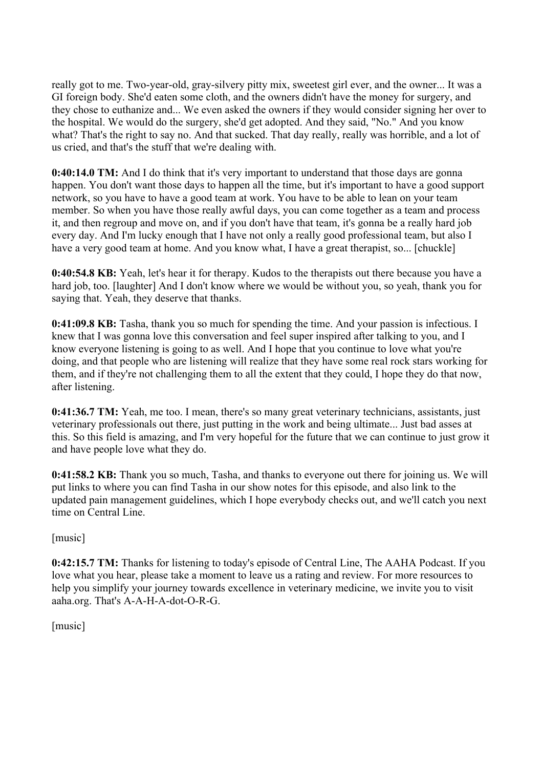really got to me. Two-year-old, gray-silvery pitty mix, sweetest girl ever, and the owner... It was a GI foreign body. She'd eaten some cloth, and the owners didn't have the money for surgery, and they chose to euthanize and... We even asked the owners if they would consider signing her over to the hospital. We would do the surgery, she'd get adopted. And they said, "No." And you know what? That's the right to say no. And that sucked. That day really, really was horrible, and a lot of us cried, and that's the stuff that we're dealing with.

**0:40:14.0 TM:** And I do think that it's very important to understand that those days are gonna happen. You don't want those days to happen all the time, but it's important to have a good support network, so you have to have a good team at work. You have to be able to lean on your team member. So when you have those really awful days, you can come together as a team and process it, and then regroup and move on, and if you don't have that team, it's gonna be a really hard job every day. And I'm lucky enough that I have not only a really good professional team, but also I have a very good team at home. And you know what, I have a great therapist, so... [chuckle]

**0:40:54.8 KB:** Yeah, let's hear it for therapy. Kudos to the therapists out there because you have a hard job, too. [laughter] And I don't know where we would be without you, so yeah, thank you for saying that. Yeah, they deserve that thanks.

**0:41:09.8 KB:** Tasha, thank you so much for spending the time. And your passion is infectious. I knew that I was gonna love this conversation and feel super inspired after talking to you, and I know everyone listening is going to as well. And I hope that you continue to love what you're doing, and that people who are listening will realize that they have some real rock stars working for them, and if they're not challenging them to all the extent that they could, I hope they do that now, after listening.

**0:41:36.7 TM:** Yeah, me too. I mean, there's so many great veterinary technicians, assistants, just veterinary professionals out there, just putting in the work and being ultimate... Just bad asses at this. So this field is amazing, and I'm very hopeful for the future that we can continue to just grow it and have people love what they do.

**0:41:58.2 KB:** Thank you so much, Tasha, and thanks to everyone out there for joining us. We will put links to where you can find Tasha in our show notes for this episode, and also link to the updated pain management guidelines, which I hope everybody checks out, and we'll catch you next time on Central Line.

[music]

**0:42:15.7 TM:** Thanks for listening to today's episode of Central Line, The AAHA Podcast. If you love what you hear, please take a moment to leave us a rating and review. For more resources to help you simplify your journey towards excellence in veterinary medicine, we invite you to visit aaha.org. That's A-A-H-A-dot-O-R-G.

[music]